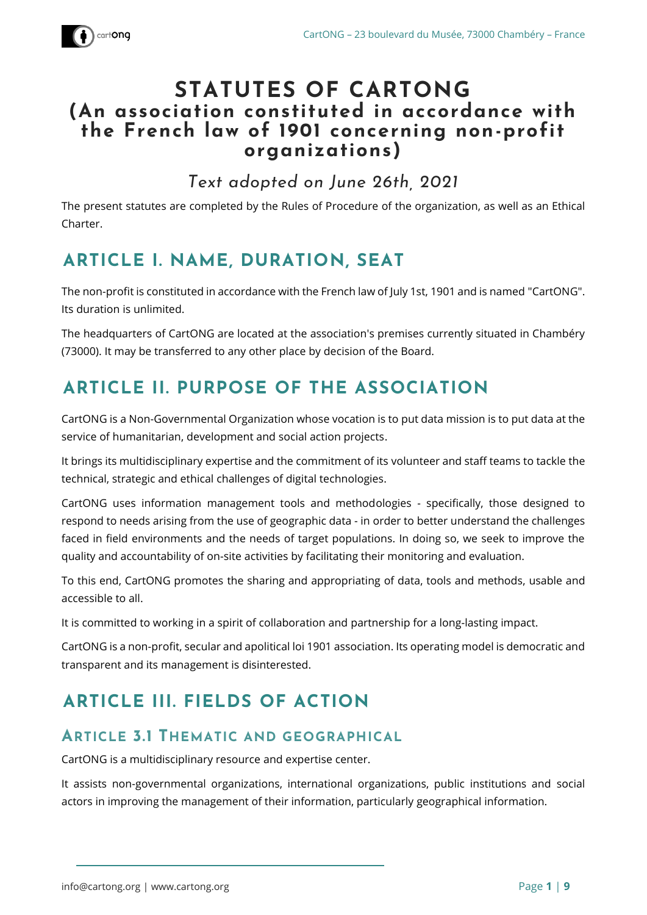# STATUTES OF CARTONG
## (An association constituted in accordance with the French law of 1901 concerning non-profit organizations)

*Text adopted on June 26th, 2021*

The present statutes are completed by the Rules of Procedure of the organization, as well as an Ethical Charter.

## ARTICLE I. NAME, DURATION, SEAT

The non-profit is constituted in accordance with the French law of July 1st, 1901 and is named "CartONG". Its duration is unlimited.

The headquarters of CartONG are located at the association's premises currently situated in Chambéry (73000). It may be transferred to any other place by decision of the Board.

## ARTICLE II. PURPOSE OF THE ASSOCIATION

CartONG is a Non-Governmental Organization whose vocation is to put data mission is to put data at the service of humanitarian, development and social action projects.

It brings its multidisciplinary expertise and the commitment of its volunteer and staff teams to tackle the technical, strategic and ethical challenges of digital technologies.

CartONG uses information management tools and methodologies - specifically, those designed to respond to needs arising from the use of geographic data - in order to better understand the challenges faced in field environments and the needs of target populations. In doing so, we seek to improve the quality and accountability of on-site activities by facilitating their monitoring and evaluation.

To this end, CartONG promotes the sharing and appropriating of data, tools and methods, usable and accessible to all.

It is committed to working in a spirit of collaboration and partnership for a long-lasting impact.

CartONG is a non-profit, secular and apolitical loi 1901 association. Its operating model is democratic and transparent and its management is disinterested.

## ARTICLE III. FIELDS OF ACTION

### ARTICLE 3.1 THEMATIC AND GEOGRAPHICAL

CartONG is a multidisciplinary resource and expertise center.

It assists non-governmental organizations, international organizations, public institutions and social actors in improving the management of their information, particularly geographical information.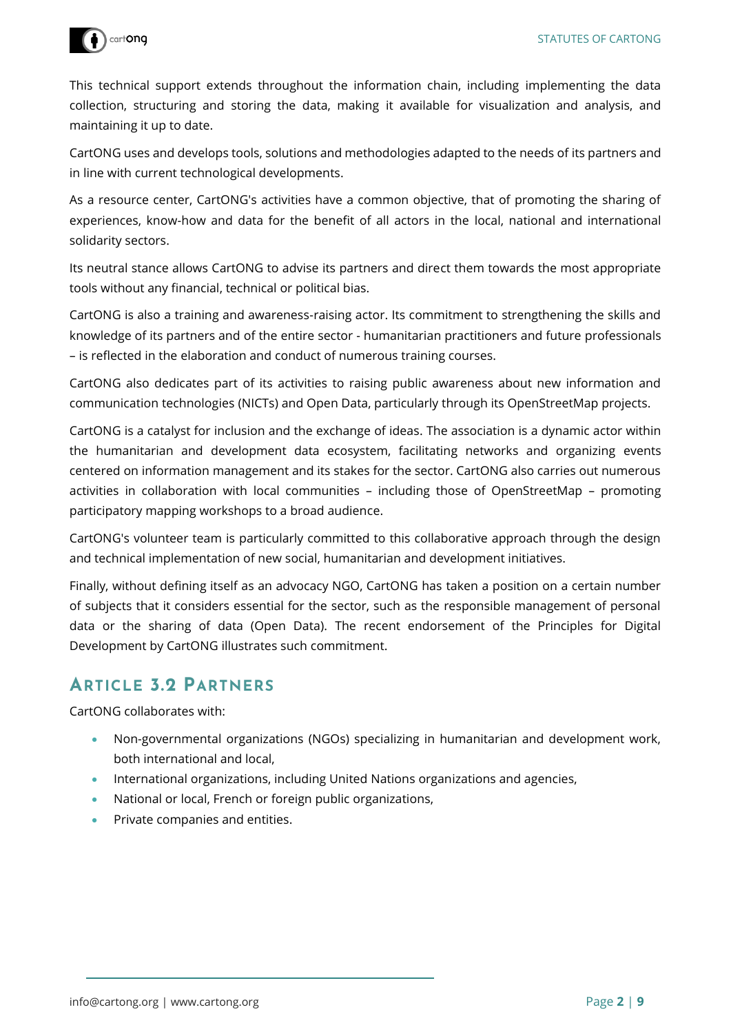This technical support extends throughout the information chain, including implementing the data collection, structuring and storing the data, making it available for visualization and analysis, and maintaining it up to date.

CartONG uses and develops tools, solutions and methodologies adapted to the needs of its partners and in line with current technological developments.

As a resource center, CartONG's activities have a common objective, that of promoting the sharing of experiences, know-how and data for the benefit of all actors in the local, national and international solidarity sectors.

Its neutral stance allows CartONG to advise its partners and direct them towards the most appropriate tools without any financial, technical or political bias.

CartONG is also a training and awareness-raising actor. Its commitment to strengthening the skills and knowledge of its partners and of the entire sector - humanitarian practitioners and future professionals – is reflected in the elaboration and conduct of numerous training courses.

CartONG also dedicates part of its activities to raising public awareness about new information and communication technologies (NICTs) and Open Data, particularly through its OpenStreetMap projects.

CartONG is a catalyst for inclusion and the exchange of ideas. The association is a dynamic actor within the humanitarian and development data ecosystem, facilitating networks and organizing events centered on information management and its stakes for the sector. CartONG also carries out numerous activities in collaboration with local communities – including those of OpenStreetMap – promoting participatory mapping workshops to a broad audience.

CartONG's volunteer team is particularly committed to this collaborative approach through the design and technical implementation of new social, humanitarian and development initiatives.

Finally, without defining itself as an advocacy NGO, CartONG has taken a position on a certain number of subjects that it considers essential for the sector, such as the responsible management of personal data or the sharing of data (Open Data). The recent endorsement of the Principles for Digital Development by CartONG illustrates such commitment.

## Article 3.2 Partners

CartONG collaborates with:

- Non-governmental organizations (NGOs) specializing in humanitarian and development work, both international and local,
- International organizations, including United Nations organizations and agencies,
- National or local, French or foreign public organizations,
- Private companies and entities.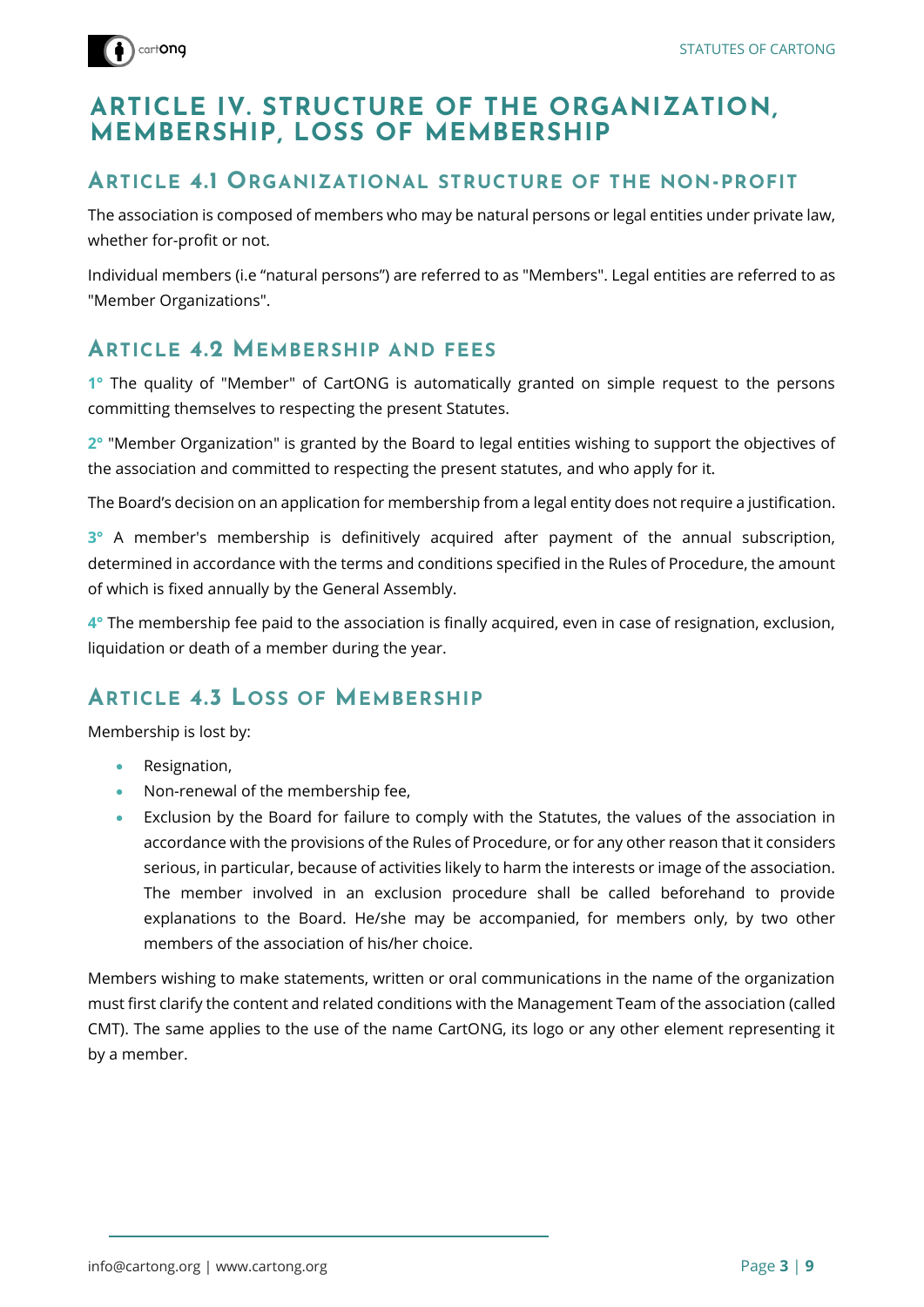# ARTICLE IV. STRUCTURE OF THE ORGANIZATION, MEMBERSHIP, LOSS OF MEMBERSHIP

## Article 4.1 Organizational structure of the non-profit

The association is composed of members who may be natural persons or legal entities under private law, whether for-profit or not.

Individual members (i.e "natural persons") are referred to as "Members". Legal entities are referred to as "Member Organizations".

## Article 4.2 Membership and fees

**1°** The quality of "Member" of CartONG is automatically granted on simple request to the persons committing themselves to respecting the present Statutes.

**2°** "Member Organization" is granted by the Board to legal entities wishing to support the objectives of the association and committed to respecting the present statutes, and who apply for it.

The Board's decision on an application for membership from a legal entity does not require a justification.

**3°** A member's membership is definitively acquired after payment of the annual subscription, determined in accordance with the terms and conditions specified in the Rules of Procedure, the amount of which is fixed annually by the General Assembly.

**4°** The membership fee paid to the association is finally acquired, even in case of resignation, exclusion, liquidation or death of a member during the year.

## Article 4.3 Loss of Membership

Membership is lost by:

- Resignation,
- Non-renewal of the membership fee,
- Exclusion by the Board for failure to comply with the Statutes, the values of the association in accordance with the provisions of the Rules of Procedure, or for any other reason that it considers serious, in particular, because of activities likely to harm the interests or image of the association. The member involved in an exclusion procedure shall be called beforehand to provide explanations to the Board. He/she may be accompanied, for members only, by two other members of the association of his/her choice.

Members wishing to make statements, written or oral communications in the name of the organization must first clarify the content and related conditions with the Management Team of the association (called CMT). The same applies to the use of the name CartONG, its logo or any other element representing it by a member.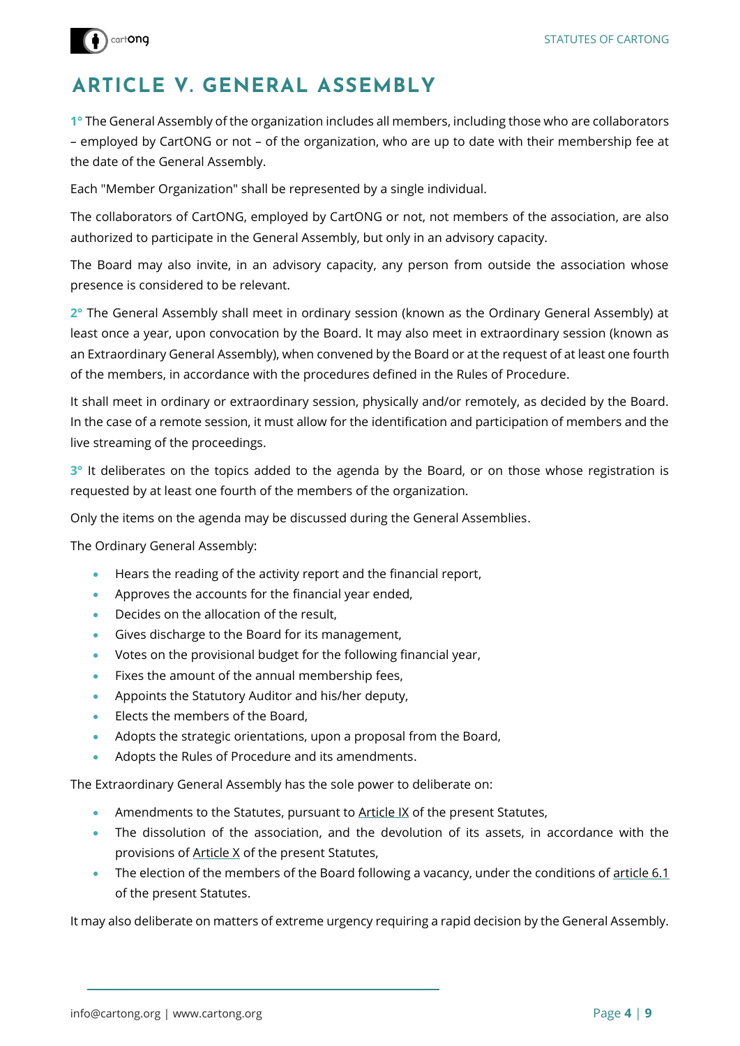# ARTICLE V. GENERAL ASSEMBLY

**1°** The General Assembly of the organization includes all members, including those who are collaborators – employed by CartONG or not – of the organization, who are up to date with their membership fee at the date of the General Assembly.

Each "Member Organization" shall be represented by a single individual.

The collaborators of CartONG, employed by CartONG or not, not members of the association, are also authorized to participate in the General Assembly, but only in an advisory capacity.

The Board may also invite, in an advisory capacity, any person from outside the association whose presence is considered to be relevant.

**2°** The General Assembly shall meet in ordinary session (known as the Ordinary General Assembly) at least once a year, upon convocation by the Board. It may also meet in extraordinary session (known as an Extraordinary General Assembly), when convened by the Board or at the request of at least one fourth of the members, in accordance with the procedures defined in the Rules of Procedure.

It shall meet in ordinary or extraordinary session, physically and/or remotely, as decided by the Board. In the case of a remote session, it must allow for the identification and participation of members and the live streaming of the proceedings.

**3°** It deliberates on the topics added to the agenda by the Board, or on those whose registration is requested by at least one fourth of the members of the organization.

Only the items on the agenda may be discussed during the General Assemblies.

The Ordinary General Assembly:

- Hears the reading of the activity report and the financial report,
- Approves the accounts for the financial year ended,
- Decides on the allocation of the result,
- Gives discharge to the Board for its management,
- Votes on the provisional budget for the following financial year,
- Fixes the amount of the annual membership fees,
- Appoints the Statutory Auditor and his/her deputy,
- Elects the members of the Board,
- Adopts the strategic orientations, upon a proposal from the Board,
- Adopts the Rules of Procedure and its amendments.

The Extraordinary General Assembly has the sole power to deliberate on:

- Amendments to the Statutes, pursuant to Article IX of the present Statutes,
- The dissolution of the association, and the devolution of its assets, in accordance with the provisions of Article X of the present Statutes,
- The election of the members of the Board following a vacancy, under the conditions of article 6.1 of the present Statutes.

It may also deliberate on matters of extreme urgency requiring a rapid decision by the General Assembly.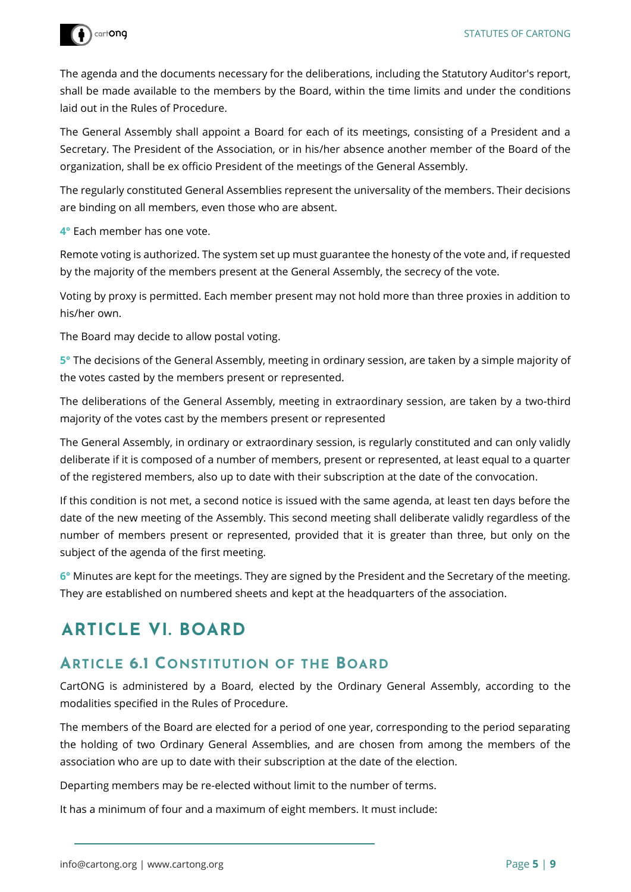The agenda and the documents necessary for the deliberations, including the Statutory Auditor's report, shall be made available to the members by the Board, within the time limits and under the conditions laid out in the Rules of Procedure.

The General Assembly shall appoint a Board for each of its meetings, consisting of a President and a Secretary. The President of the Association, or in his/her absence another member of the Board of the organization, shall be ex officio President of the meetings of the General Assembly.

The regularly constituted General Assemblies represent the universality of the members. Their decisions are binding on all members, even those who are absent.

**4°** Each member has one vote.

Remote voting is authorized. The system set up must guarantee the honesty of the vote and, if requested by the majority of the members present at the General Assembly, the secrecy of the vote.

Voting by proxy is permitted. Each member present may not hold more than three proxies in addition to his/her own.

The Board may decide to allow postal voting.

**5°** The decisions of the General Assembly, meeting in ordinary session, are taken by a simple majority of the votes casted by the members present or represented.

The deliberations of the General Assembly, meeting in extraordinary session, are taken by a two-third majority of the votes cast by the members present or represented

The General Assembly, in ordinary or extraordinary session, is regularly constituted and can only validly deliberate if it is composed of a number of members, present or represented, at least equal to a quarter of the registered members, also up to date with their subscription at the date of the convocation.

If this condition is not met, a second notice is issued with the same agenda, at least ten days before the date of the new meeting of the Assembly. This second meeting shall deliberate validly regardless of the number of members present or represented, provided that it is greater than three, but only on the subject of the agenda of the first meeting.

**6°** Minutes are kept for the meetings. They are signed by the President and the Secretary of the meeting. They are established on numbered sheets and kept at the headquarters of the association.

# ARTICLE VI. BOARD

## ARTICLE 6.1 CONSTITUTION OF THE BOARD

CartONG is administered by a Board, elected by the Ordinary General Assembly, according to the modalities specified in the Rules of Procedure.

The members of the Board are elected for a period of one year, corresponding to the period separating the holding of two Ordinary General Assemblies, and are chosen from among the members of the association who are up to date with their subscription at the date of the election.

Departing members may be re-elected without limit to the number of terms.

It has a minimum of four and a maximum of eight members. It must include: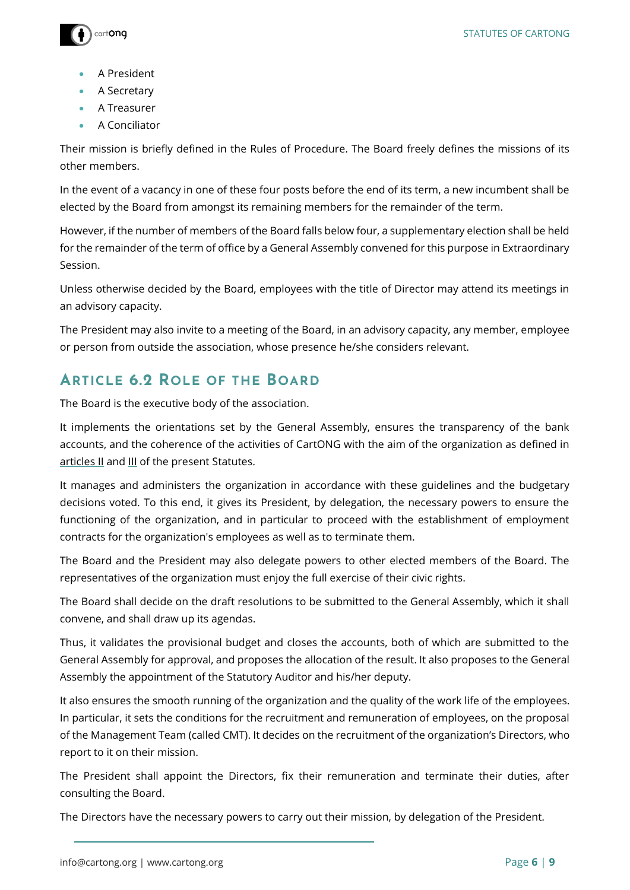- A President
- A Secretary
- A Treasurer
- A Conciliator

Their mission is briefly defined in the Rules of Procedure. The Board freely defines the missions of its other members.

In the event of a vacancy in one of these four posts before the end of its term, a new incumbent shall be elected by the Board from amongst its remaining members for the remainder of the term.

However, if the number of members of the Board falls below four, a supplementary election shall be held for the remainder of the term of office by a General Assembly convened for this purpose in Extraordinary Session.

Unless otherwise decided by the Board, employees with the title of Director may attend its meetings in an advisory capacity.

The President may also invite to a meeting of the Board, in an advisory capacity, any member, employee or person from outside the association, whose presence he/she considers relevant.

## Article 6.2 Role of the Board

The Board is the executive body of the association.

It implements the orientations set by the General Assembly, ensures the transparency of the bank accounts, and the coherence of the activities of CartONG with the aim of the organization as defined in articles II and III of the present Statutes.

It manages and administers the organization in accordance with these guidelines and the budgetary decisions voted. To this end, it gives its President, by delegation, the necessary powers to ensure the functioning of the organization, and in particular to proceed with the establishment of employment contracts for the organization's employees as well as to terminate them.

The Board and the President may also delegate powers to other elected members of the Board. The representatives of the organization must enjoy the full exercise of their civic rights.

The Board shall decide on the draft resolutions to be submitted to the General Assembly, which it shall convene, and shall draw up its agendas.

Thus, it validates the provisional budget and closes the accounts, both of which are submitted to the General Assembly for approval, and proposes the allocation of the result. It also proposes to the General Assembly the appointment of the Statutory Auditor and his/her deputy.

It also ensures the smooth running of the organization and the quality of the work life of the employees. In particular, it sets the conditions for the recruitment and remuneration of employees, on the proposal of the Management Team (called CMT). It decides on the recruitment of the organization's Directors, who report to it on their mission.

The President shall appoint the Directors, fix their remuneration and terminate their duties, after consulting the Board.

The Directors have the necessary powers to carry out their mission, by delegation of the President.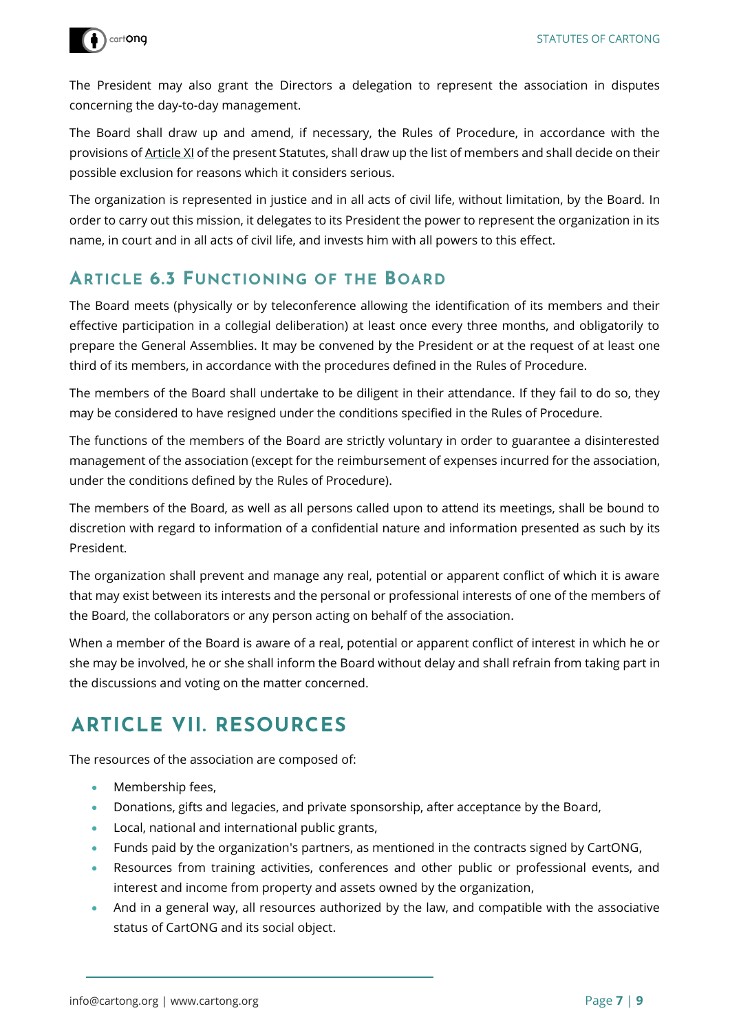The President may also grant the Directors a delegation to represent the association in disputes concerning the day-to-day management.

The Board shall draw up and amend, if necessary, the Rules of Procedure, in accordance with the provisions of Article XI of the present Statutes, shall draw up the list of members and shall decide on their possible exclusion for reasons which it considers serious.

The organization is represented in justice and in all acts of civil life, without limitation, by the Board. In order to carry out this mission, it delegates to its President the power to represent the organization in its name, in court and in all acts of civil life, and invests him with all powers to this effect.

### Article 6.3 Functioning of the Board

The Board meets (physically or by teleconference allowing the identification of its members and their effective participation in a collegial deliberation) at least once every three months, and obligatorily to prepare the General Assemblies. It may be convened by the President or at the request of at least one third of its members, in accordance with the procedures defined in the Rules of Procedure.

The members of the Board shall undertake to be diligent in their attendance. If they fail to do so, they may be considered to have resigned under the conditions specified in the Rules of Procedure.

The functions of the members of the Board are strictly voluntary in order to guarantee a disinterested management of the association (except for the reimbursement of expenses incurred for the association, under the conditions defined by the Rules of Procedure).

The members of the Board, as well as all persons called upon to attend its meetings, shall be bound to discretion with regard to information of a confidential nature and information presented as such by its President.

The organization shall prevent and manage any real, potential or apparent conflict of which it is aware that may exist between its interests and the personal or professional interests of one of the members of the Board, the collaborators or any person acting on behalf of the association.

When a member of the Board is aware of a real, potential or apparent conflict of interest in which he or she may be involved, he or she shall inform the Board without delay and shall refrain from taking part in the discussions and voting on the matter concerned.

## Article VII. Resources

The resources of the association are composed of:

- Membership fees,
- Donations, gifts and legacies, and private sponsorship, after acceptance by the Board,
- Local, national and international public grants,
- Funds paid by the organization's partners, as mentioned in the contracts signed by CartONG,
- Resources from training activities, conferences and other public or professional events, and interest and income from property and assets owned by the organization,
- And in a general way, all resources authorized by the law, and compatible with the associative status of CartONG and its social object.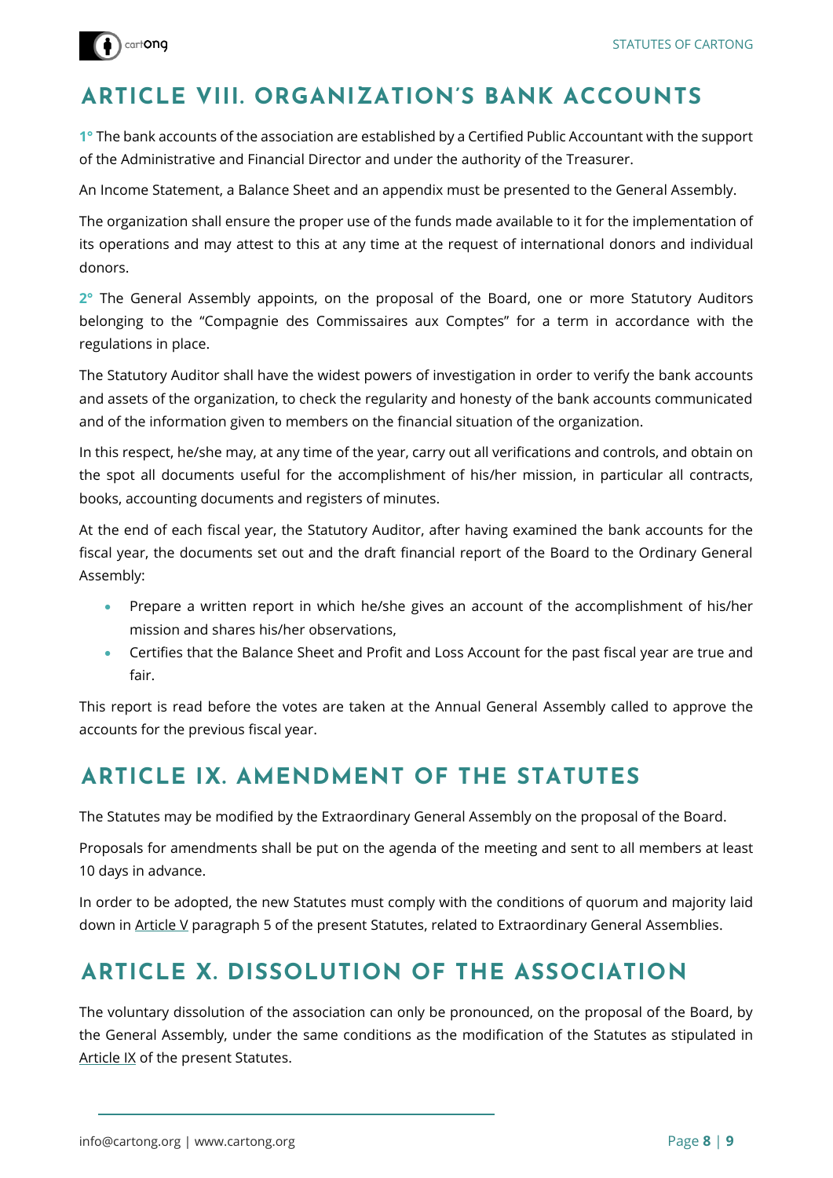## ARTICLE VIII. ORGANIZATION'S BANK ACCOUNTS

**1°** The bank accounts of the association are established by a Certified Public Accountant with the support of the Administrative and Financial Director and under the authority of the Treasurer.

An Income Statement, a Balance Sheet and an appendix must be presented to the General Assembly.

The organization shall ensure the proper use of the funds made available to it for the implementation of its operations and may attest to this at any time at the request of international donors and individual donors.

**2°** The General Assembly appoints, on the proposal of the Board, one or more Statutory Auditors belonging to the "Compagnie des Commissaires aux Comptes" for a term in accordance with the regulations in place.

The Statutory Auditor shall have the widest powers of investigation in order to verify the bank accounts and assets of the organization, to check the regularity and honesty of the bank accounts communicated and of the information given to members on the financial situation of the organization.

In this respect, he/she may, at any time of the year, carry out all verifications and controls, and obtain on the spot all documents useful for the accomplishment of his/her mission, in particular all contracts, books, accounting documents and registers of minutes.

At the end of each fiscal year, the Statutory Auditor, after having examined the bank accounts for the fiscal year, the documents set out and the draft financial report of the Board to the Ordinary General Assembly:

- Prepare a written report in which he/she gives an account of the accomplishment of his/her mission and shares his/her observations,
- Certifies that the Balance Sheet and Profit and Loss Account for the past fiscal year are true and fair.

This report is read before the votes are taken at the Annual General Assembly called to approve the accounts for the previous fiscal year.

## ARTICLE IX. AMENDMENT OF THE STATUTES

The Statutes may be modified by the Extraordinary General Assembly on the proposal of the Board.

Proposals for amendments shall be put on the agenda of the meeting and sent to all members at least 10 days in advance.

In order to be adopted, the new Statutes must comply with the conditions of quorum and majority laid down in Article V paragraph 5 of the present Statutes, related to Extraordinary General Assemblies.

## ARTICLE X. DISSOLUTION OF THE ASSOCIATION

The voluntary dissolution of the association can only be pronounced, on the proposal of the Board, by the General Assembly, under the same conditions as the modification of the Statutes as stipulated in Article IX of the present Statutes.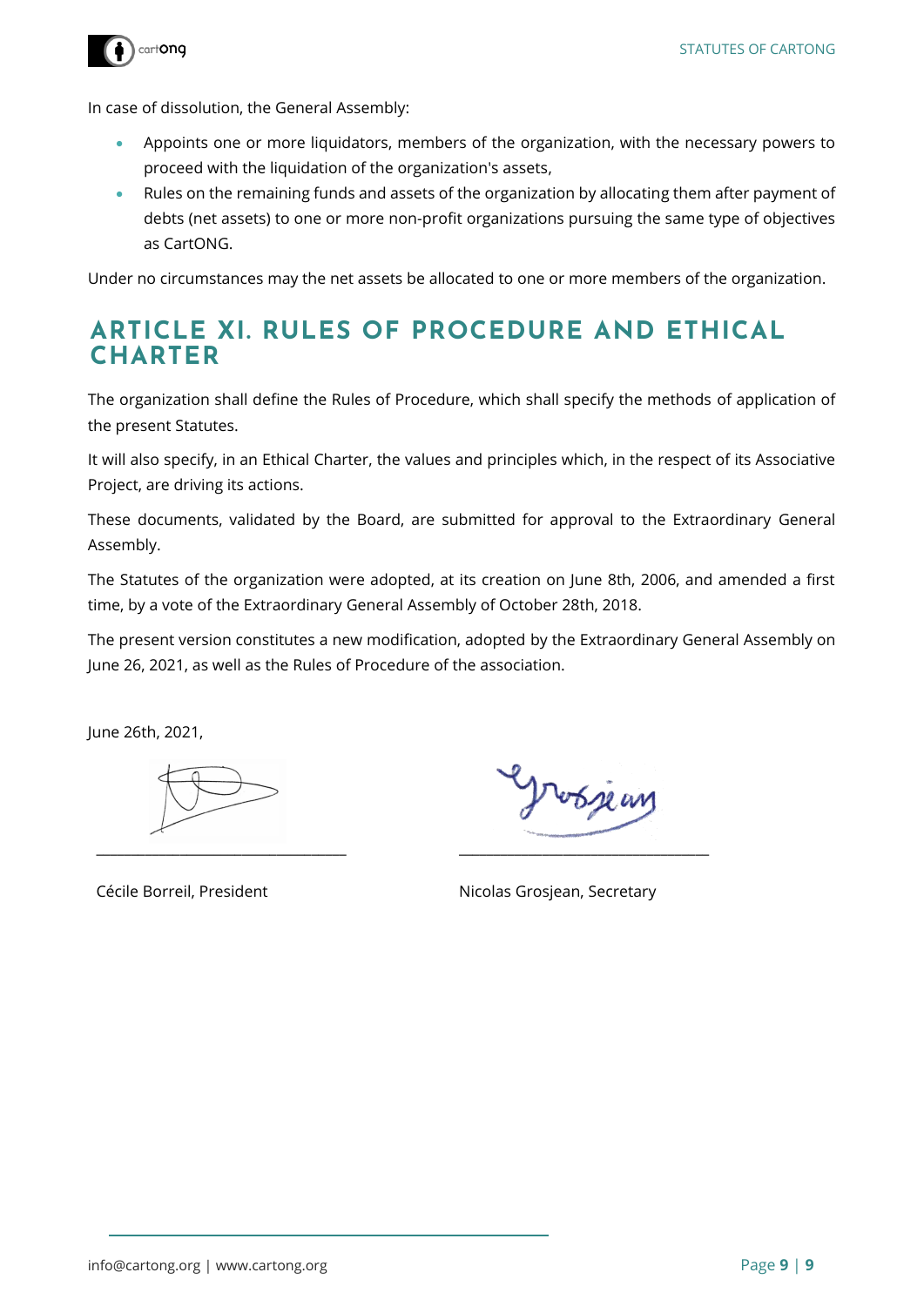In case of dissolution, the General Assembly:

- Appoints one or more liquidators, members of the organization, with the necessary powers to proceed with the liquidation of the organization's assets,
- Rules on the remaining funds and assets of the organization by allocating them after payment of debts (net assets) to one or more non-profit organizations pursuing the same type of objectives as CartONG.

Under no circumstances may the net assets be allocated to one or more members of the organization.

## ARTICLE XI. RULES OF PROCEDURE AND ETHICAL CHARTER

The organization shall define the Rules of Procedure, which shall specify the methods of application of the present Statutes.

It will also specify, in an Ethical Charter, the values and principles which, in the respect of its Associative Project, are driving its actions.

These documents, validated by the Board, are submitted for approval to the Extraordinary General Assembly.

The Statutes of the organization were adopted, at its creation on June 8th, 2006, and amended a first time, by a vote of the Extraordinary General Assembly of October 28th, 2018.

The present version constitutes a new modification, adopted by the Extraordinary General Assembly on June 26, 2021, as well as the Rules of Procedure of the association.

June 26th, 2021,

Cécile Borreil, President

Nicolas Grosjean, Secretary